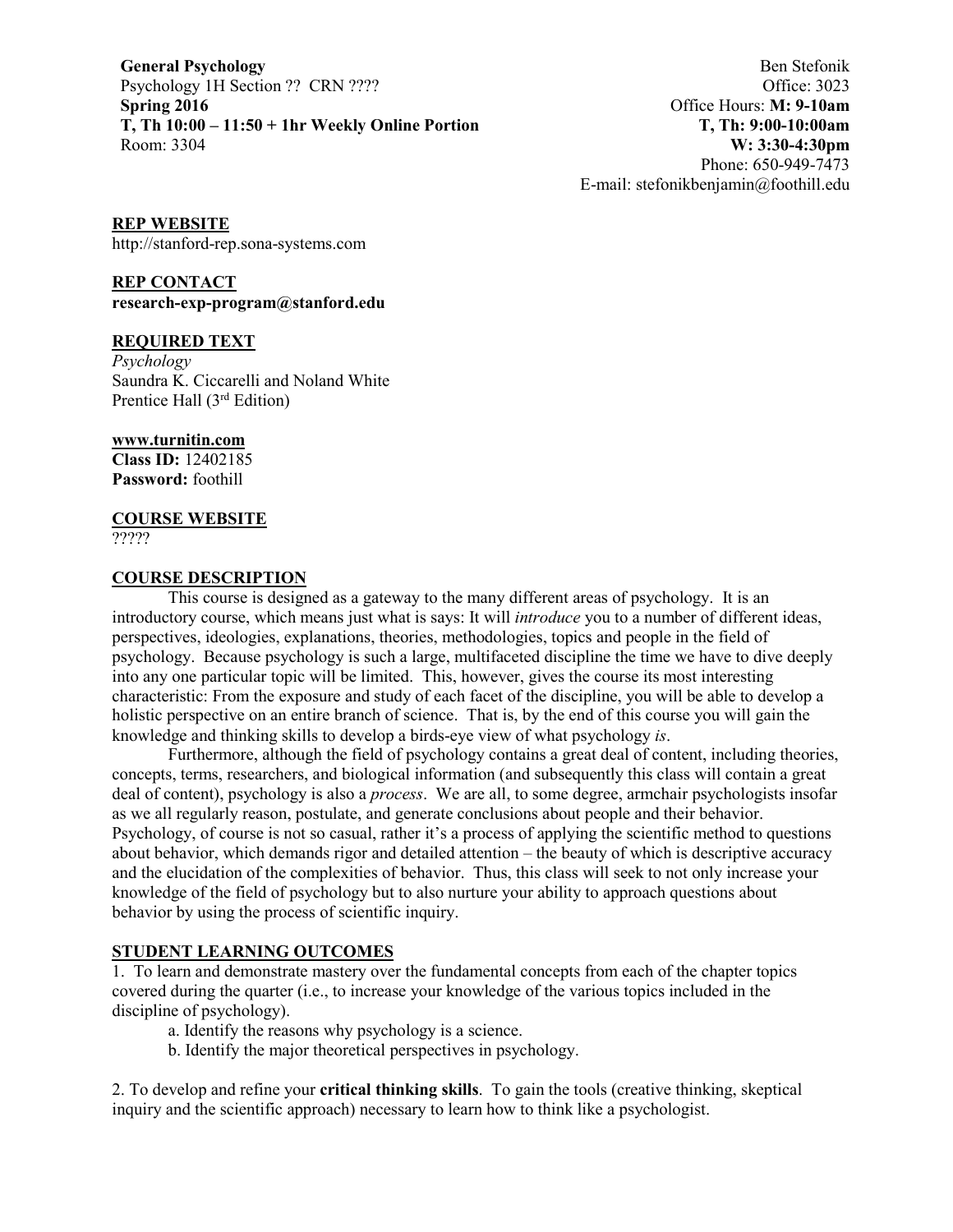**General Psychology**
Psychology 1H Section ?? CRN ????
**Spring 2016**
**T, Th 10:00 – 11:50 + 1hr Weekly Online Portion**
Room: 3304

Ben Stefonik
Office: 3023
Office Hours: **M: 9-10am**
**T, Th: 9:00-10:00am**
**W: 3:30-4:30pm**
Phone: 650-949-7473
E-mail: stefonikbenjamin@foothill.edu

## REP WEBSITE

http://stanford-rep.sona-systems.com

## REP CONTACT

**research-exp-program@stanford.edu**

## REQUIRED TEXT

*Psychology*
Saundra K. Ciccarelli and Noland White
Prentice Hall (3rd Edition)

**www.turnitin.com**
**Class ID:** 12402185
**Password:** foothill

## COURSE WEBSITE

?????

## COURSE DESCRIPTION

This course is designed as a gateway to the many different areas of psychology. It is an introductory course, which means just what is says: It will *introduce* you to a number of different ideas, perspectives, ideologies, explanations, theories, methodologies, topics and people in the field of psychology. Because psychology is such a large, multifaceted discipline the time we have to dive deeply into any one particular topic will be limited. This, however, gives the course its most interesting characteristic: From the exposure and study of each facet of the discipline, you will be able to develop a holistic perspective on an entire branch of science. That is, by the end of this course you will gain the knowledge and thinking skills to develop a birds-eye view of what psychology *is*.

Furthermore, although the field of psychology contains a great deal of content, including theories, concepts, terms, researchers, and biological information (and subsequently this class will contain a great deal of content), psychology is also a *process*. We are all, to some degree, armchair psychologists insofar as we all regularly reason, postulate, and generate conclusions about people and their behavior. Psychology, of course is not so casual, rather it's a process of applying the scientific method to questions about behavior, which demands rigor and detailed attention – the beauty of which is descriptive accuracy and the elucidation of the complexities of behavior. Thus, this class will seek to not only increase your knowledge of the field of psychology but to also nurture your ability to approach questions about behavior by using the process of scientific inquiry.

## STUDENT LEARNING OUTCOMES

1. To learn and demonstrate mastery over the fundamental concepts from each of the chapter topics covered during the quarter (i.e., to increase your knowledge of the various topics included in the discipline of psychology).
   a. Identify the reasons why psychology is a science.
   b. Identify the major theoretical perspectives in psychology.

2. To develop and refine your **critical thinking skills**. To gain the tools (creative thinking, skeptical inquiry and the scientific approach) necessary to learn how to think like a psychologist.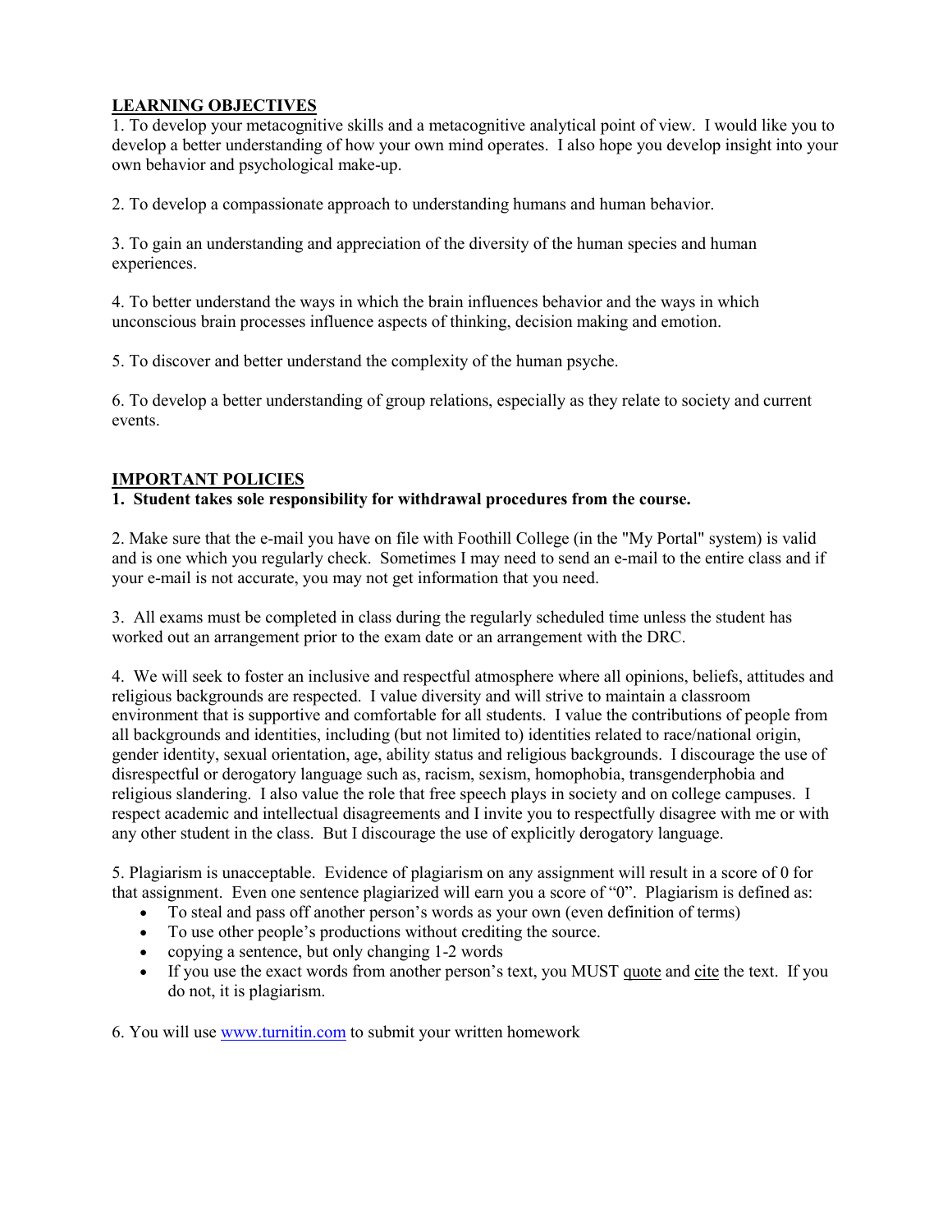## LEARNING OBJECTIVES

1. To develop your metacognitive skills and a metacognitive analytical point of view. I would like you to develop a better understanding of how your own mind operates. I also hope you develop insight into your own behavior and psychological make-up.

2. To develop a compassionate approach to understanding humans and human behavior.

3. To gain an understanding and appreciation of the diversity of the human species and human experiences.

4. To better understand the ways in which the brain influences behavior and the ways in which unconscious brain processes influence aspects of thinking, decision making and emotion.

5. To discover and better understand the complexity of the human psyche.

6. To develop a better understanding of group relations, especially as they relate to society and current events.

## IMPORTANT POLICIES

**1. Student takes sole responsibility for withdrawal procedures from the course.**

2. Make sure that the e-mail you have on file with Foothill College (in the "My Portal" system) is valid and is one which you regularly check. Sometimes I may need to send an e-mail to the entire class and if your e-mail is not accurate, you may not get information that you need.

3. All exams must be completed in class during the regularly scheduled time unless the student has worked out an arrangement prior to the exam date or an arrangement with the DRC.

4. We will seek to foster an inclusive and respectful atmosphere where all opinions, beliefs, attitudes and religious backgrounds are respected. I value diversity and will strive to maintain a classroom environment that is supportive and comfortable for all students. I value the contributions of people from all backgrounds and identities, including (but not limited to) identities related to race/national origin, gender identity, sexual orientation, age, ability status and religious backgrounds. I discourage the use of disrespectful or derogatory language such as, racism, sexism, homophobia, transgenderphobia and religious slandering. I also value the role that free speech plays in society and on college campuses. I respect academic and intellectual disagreements and I invite you to respectfully disagree with me or with any other student in the class. But I discourage the use of explicitly derogatory language.

5. Plagiarism is unacceptable. Evidence of plagiarism on any assignment will result in a score of 0 for that assignment. Even one sentence plagiarized will earn you a score of "0". Plagiarism is defined as:

- To steal and pass off another person's words as your own (even definition of terms)
- To use other people's productions without crediting the source.
- copying a sentence, but only changing 1-2 words
- If you use the exact words from another person's text, you MUST quote and cite the text. If you do not, it is plagiarism.

6. You will use [www.turnitin.com](http://www.turnitin.com) to submit your written homework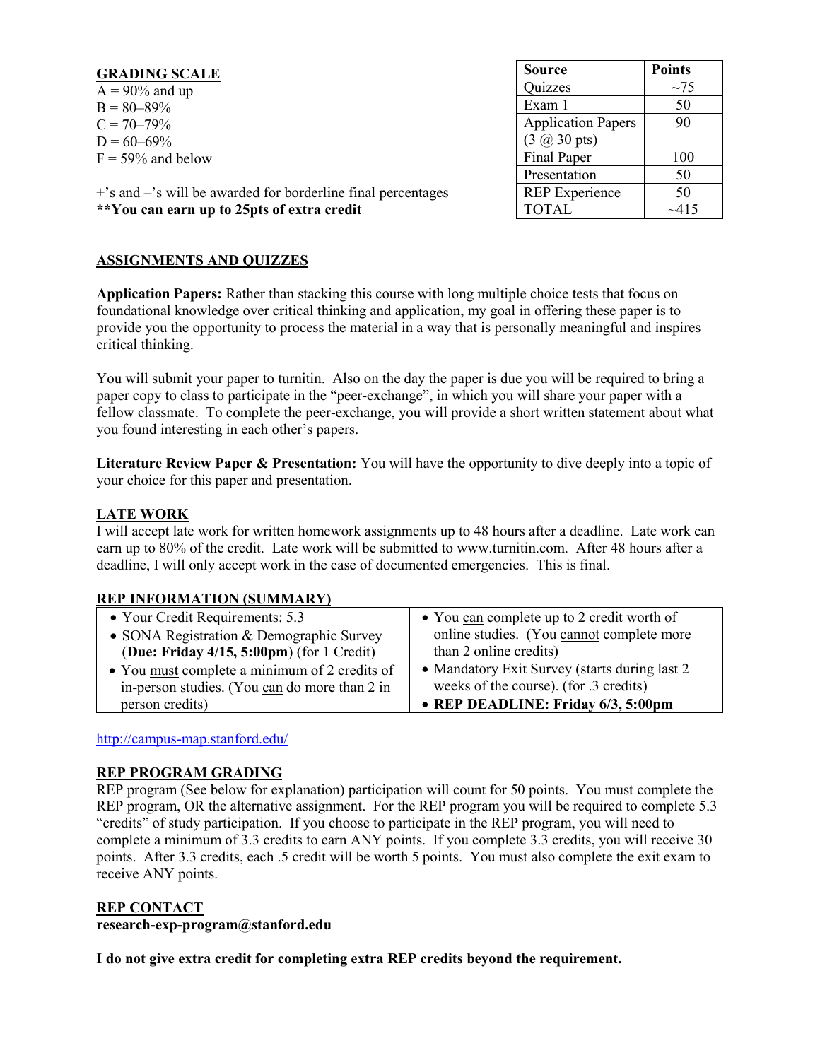## GRADING SCALE

A = 90% and up
B = 80–89%
C = 70–79%
D = 60–69%
F = 59% and below

+'s and –'s will be awarded for borderline final percentages
**\*\*You can earn up to 25pts of extra credit**

| Source | Points |
|---|---|
| Quizzes | ~75 |
| Exam 1 | 50 |
| Application Papers (3 @ 30 pts) | 90 |
| Final Paper | 100 |
| Presentation | 50 |
| REP Experience | 50 |
| TOTAL | ~415 |

## ASSIGNMENTS AND QUIZZES

**Application Papers:** Rather than stacking this course with long multiple choice tests that focus on foundational knowledge over critical thinking and application, my goal in offering these paper is to provide you the opportunity to process the material in a way that is personally meaningful and inspires critical thinking.

You will submit your paper to turnitin. Also on the day the paper is due you will be required to bring a paper copy to class to participate in the "peer-exchange", in which you will share your paper with a fellow classmate. To complete the peer-exchange, you will provide a short written statement about what you found interesting in each other's papers.

**Literature Review Paper & Presentation:** You will have the opportunity to dive deeply into a topic of your choice for this paper and presentation.

## LATE WORK

I will accept late work for written homework assignments up to 48 hours after a deadline. Late work can earn up to 80% of the credit. Late work will be submitted to www.turnitin.com. After 48 hours after a deadline, I will only accept work in the case of documented emergencies. This is final.

## REP INFORMATION (SUMMARY)

| | |
|---|---|
| • Your Credit Requirements: 5.3<br>• SONA Registration & Demographic Survey (**Due: Friday 4/15, 5:00pm**) (for 1 Credit)<br>• You must complete a minimum of 2 credits of in-person studies. (You can do more than 2 in person credits) | • You can complete up to 2 credit worth of online studies. (You cannot complete more than 2 online credits)<br>• Mandatory Exit Survey (starts during last 2 weeks of the course). (for .3 credits)<br>• **REP DEADLINE: Friday 6/3, 5:00pm** |

http://campus-map.stanford.edu/

## REP PROGRAM GRADING

REP program (See below for explanation) participation will count for 50 points. You must complete the REP program, OR the alternative assignment. For the REP program you will be required to complete 5.3 "credits" of study participation. If you choose to participate in the REP program, you will need to complete a minimum of 3.3 credits to earn ANY points. If you complete 3.3 credits, you will receive 30 points. After 3.3 credits, each .5 credit will be worth 5 points. You must also complete the exit exam to receive ANY points.

## REP CONTACT

**research-exp-program@stanford.edu**

**I do not give extra credit for completing extra REP credits beyond the requirement.**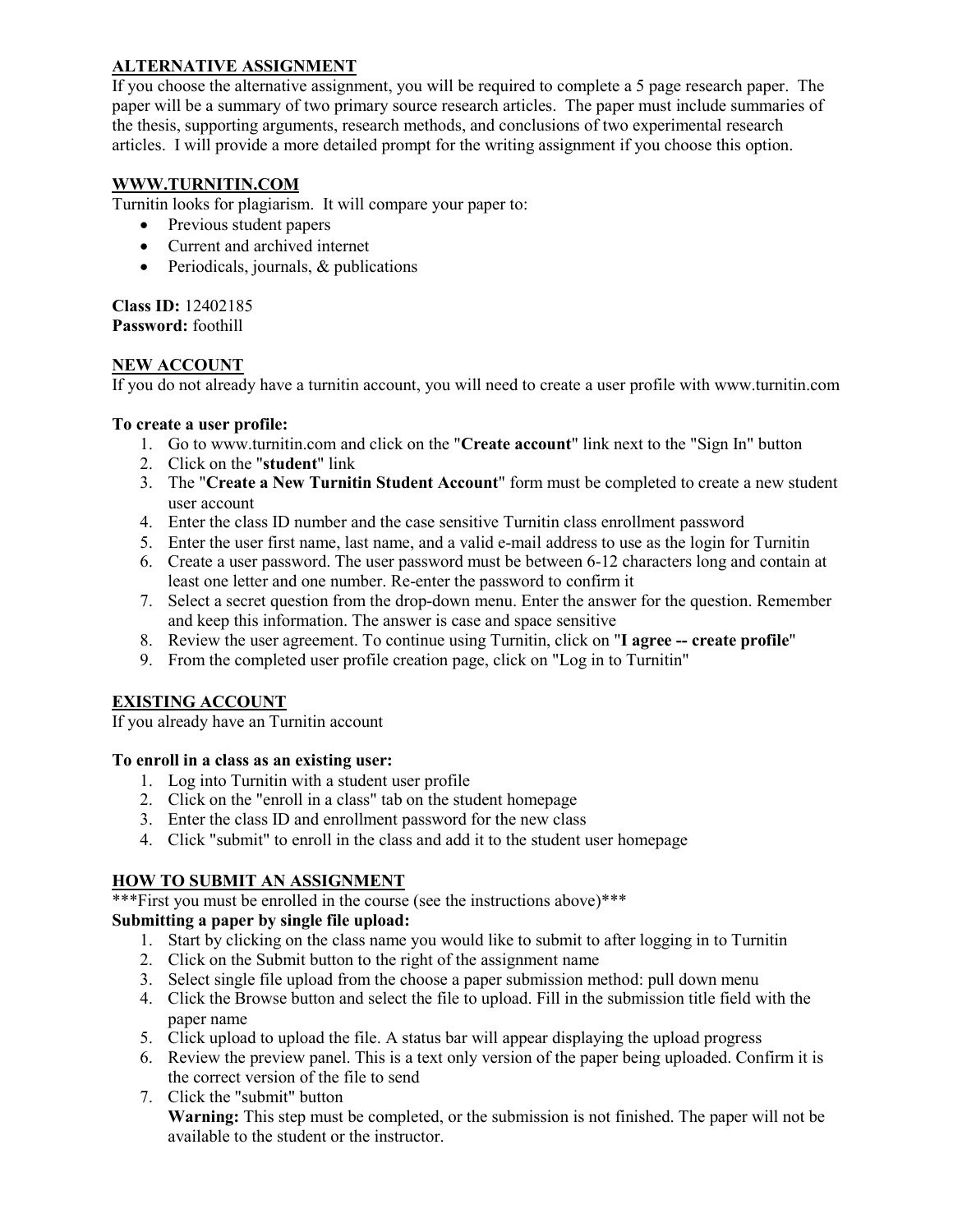## ALTERNATIVE ASSIGNMENT

If you choose the alternative assignment, you will be required to complete a 5 page research paper. The paper will be a summary of two primary source research articles. The paper must include summaries of the thesis, supporting arguments, research methods, and conclusions of two experimental research articles. I will provide a more detailed prompt for the writing assignment if you choose this option.

## WWW.TURNITIN.COM

Turnitin looks for plagiarism. It will compare your paper to:

- Previous student papers
- Current and archived internet
- Periodicals, journals, & publications

**Class ID:** 12402185
**Password:** foothill

## NEW ACCOUNT

If you do not already have a turnitin account, you will need to create a user profile with www.turnitin.com

**To create a user profile:**

1. Go to www.turnitin.com and click on the "**Create account**" link next to the "Sign In" button
2. Click on the "**student**" link
3. The "**Create a New Turnitin Student Account**" form must be completed to create a new student user account
4. Enter the class ID number and the case sensitive Turnitin class enrollment password
5. Enter the user first name, last name, and a valid e-mail address to use as the login for Turnitin
6. Create a user password. The user password must be between 6-12 characters long and contain at least one letter and one number. Re-enter the password to confirm it
7. Select a secret question from the drop-down menu. Enter the answer for the question. Remember and keep this information. The answer is case and space sensitive
8. Review the user agreement. To continue using Turnitin, click on "**I agree -- create profile**"
9. From the completed user profile creation page, click on "Log in to Turnitin"

## EXISTING ACCOUNT

If you already have an Turnitin account

**To enroll in a class as an existing user:**

1. Log into Turnitin with a student user profile
2. Click on the "enroll in a class" tab on the student homepage
3. Enter the class ID and enrollment password for the new class
4. Click "submit" to enroll in the class and add it to the student user homepage

## HOW TO SUBMIT AN ASSIGNMENT

***First you must be enrolled in the course (see the instructions above)***

**Submitting a paper by single file upload:**

1. Start by clicking on the class name you would like to submit to after logging in to Turnitin
2. Click on the Submit button to the right of the assignment name
3. Select single file upload from the choose a paper submission method: pull down menu
4. Click the Browse button and select the file to upload. Fill in the submission title field with the paper name
5. Click upload to upload the file. A status bar will appear displaying the upload progress
6. Review the preview panel. This is a text only version of the paper being uploaded. Confirm it is the correct version of the file to send
7. Click the "submit" button
   **Warning:** This step must be completed, or the submission is not finished. The paper will not be available to the student or the instructor.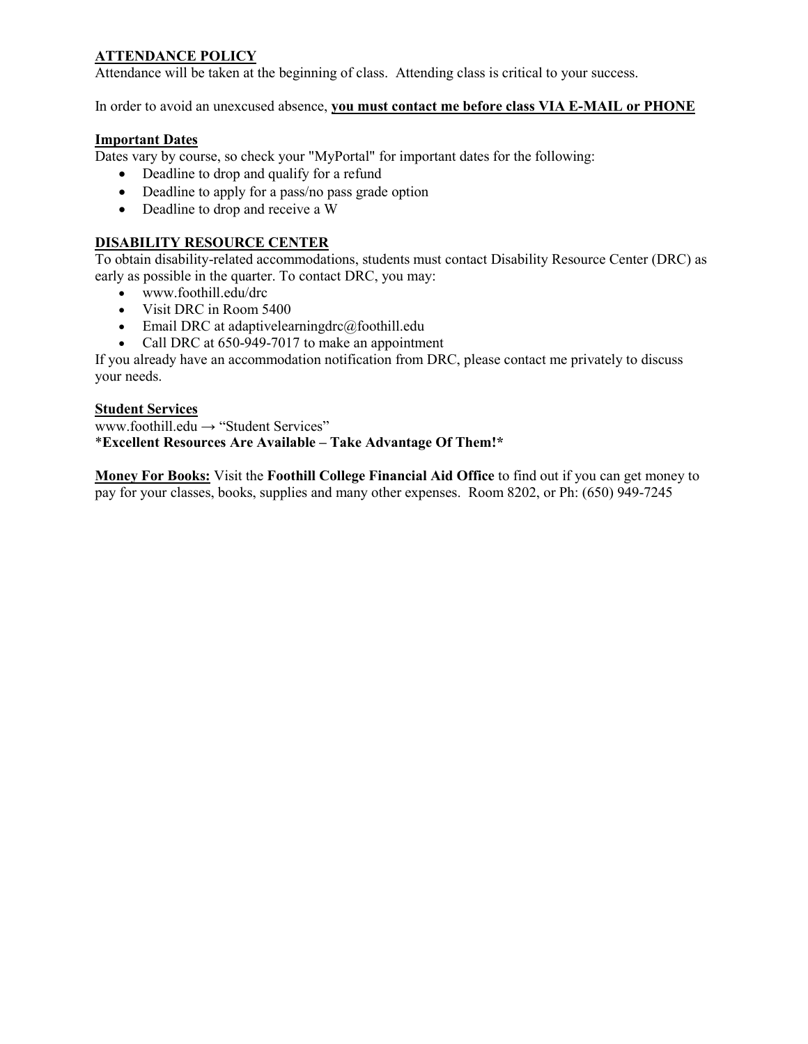## ATTENDANCE POLICY

Attendance will be taken at the beginning of class. Attending class is critical to your success.

In order to avoid an unexcused absence, **you must contact me before class VIA E-MAIL or PHONE**

### Important Dates

Dates vary by course, so check your "MyPortal" for important dates for the following:

- Deadline to drop and qualify for a refund
- Deadline to apply for a pass/no pass grade option
- Deadline to drop and receive a W

## DISABILITY RESOURCE CENTER

To obtain disability-related accommodations, students must contact Disability Resource Center (DRC) as early as possible in the quarter. To contact DRC, you may:

- www.foothill.edu/drc
- Visit DRC in Room 5400
- Email DRC at adaptivelearningdrc@foothill.edu
- Call DRC at 650-949-7017 to make an appointment

If you already have an accommodation notification from DRC, please contact me privately to discuss your needs.

### Student Services

www.foothill.edu → "Student Services"
***Excellent Resources Are Available – Take Advantage Of Them!***

**Money For Books:** Visit the **Foothill College Financial Aid Office** to find out if you can get money to pay for your classes, books, supplies and many other expenses. Room 8202, or Ph: (650) 949-7245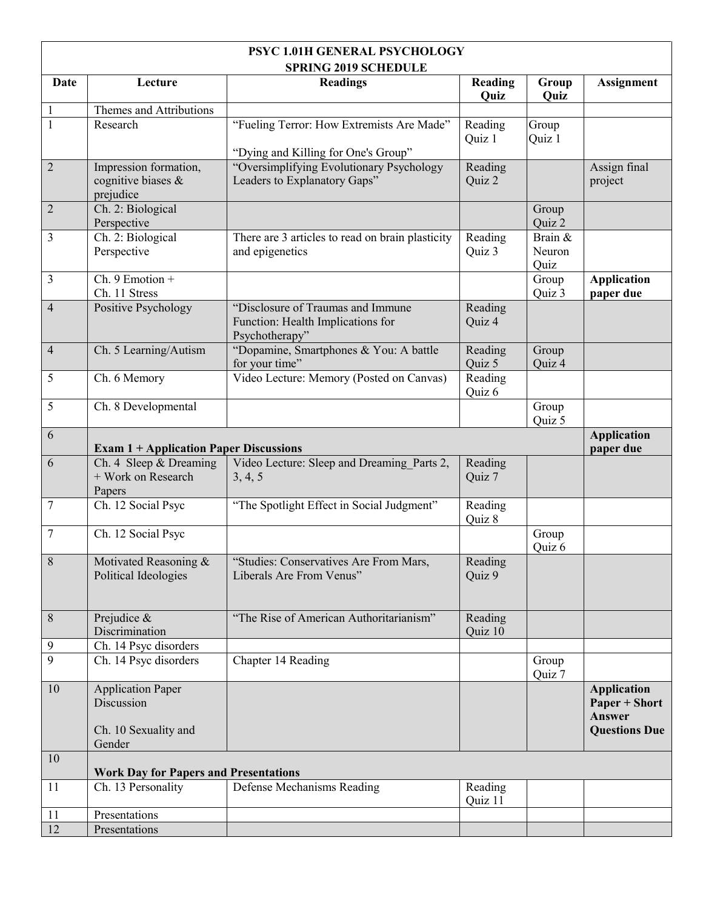| PSYC 1.01H GENERAL PSYCHOLOGY SPRING 2019 SCHEDULE | | | | | |
|---|---|---|---|---|---|
| **Date** | **Lecture** | **Readings** | **Reading Quiz** | **Group Quiz** | **Assignment** |
| 1 | Themes and Attributions | | | | |
| 1 | Research | "Fueling Terror: How Extremists Are Made" "Dying and Killing for One's Group" | Reading Quiz 1 | Group Quiz 1 | |
| 2 | Impression formation, cognitive biases & prejudice | "Oversimplifying Evolutionary Psychology Leaders to Explanatory Gaps" | Reading Quiz 2 | | Assign final project |
| 2 | Ch. 2: Biological Perspective | | | Group Quiz 2 | |
| 3 | Ch. 2: Biological Perspective | There are 3 articles to read on brain plasticity and epigenetics | Reading Quiz 3 | Brain & Neuron Quiz | |
| 3 | Ch. 9 Emotion + Ch. 11 Stress | | | Group Quiz 3 | **Application paper due** |
| 4 | Positive Psychology | "Disclosure of Traumas and Immune Function: Health Implications for Psychotherapy" | Reading Quiz 4 | | |
| 4 | Ch. 5 Learning/Autism | "Dopamine, Smartphones & You: A battle for your time" | Reading Quiz 5 | Group Quiz 4 | |
| 5 | Ch. 6 Memory | Video Lecture: Memory (Posted on Canvas) | Reading Quiz 6 | | |
| 5 | Ch. 8 Developmental | | | Group Quiz 5 | |
| 6 | **Exam 1 + Application Paper Discussions** | | | | **Application paper due** |
| 6 | Ch. 4 Sleep & Dreaming + Work on Research Papers | Video Lecture: Sleep and Dreaming_Parts 2, 3, 4, 5 | Reading Quiz 7 | | |
| 7 | Ch. 12 Social Psyc | "The Spotlight Effect in Social Judgment" | Reading Quiz 8 | | |
| 7 | Ch. 12 Social Psyc | | | Group Quiz 6 | |
| 8 | Motivated Reasoning & Political Ideologies | "Studies: Conservatives Are From Mars, Liberals Are From Venus" | Reading Quiz 9 | | |
| 8 | Prejudice & Discrimination | "The Rise of American Authoritarianism" | Reading Quiz 10 | | |
| 9 | Ch. 14 Psyc disorders | | | | |
| 9 | Ch. 14 Psyc disorders | Chapter 14 Reading | | Group Quiz 7 | |
| 10 | Application Paper Discussion<br><br>Ch. 10 Sexuality and Gender | | | | **Application Paper + Short Answer Questions Due** |
| 10 | **Work Day for Papers and Presentations** | | | | |
| 11 | Ch. 13 Personality | Defense Mechanisms Reading | Reading Quiz 11 | | |
| 11 | Presentations | | | | |
| 12 | Presentations | | | | |